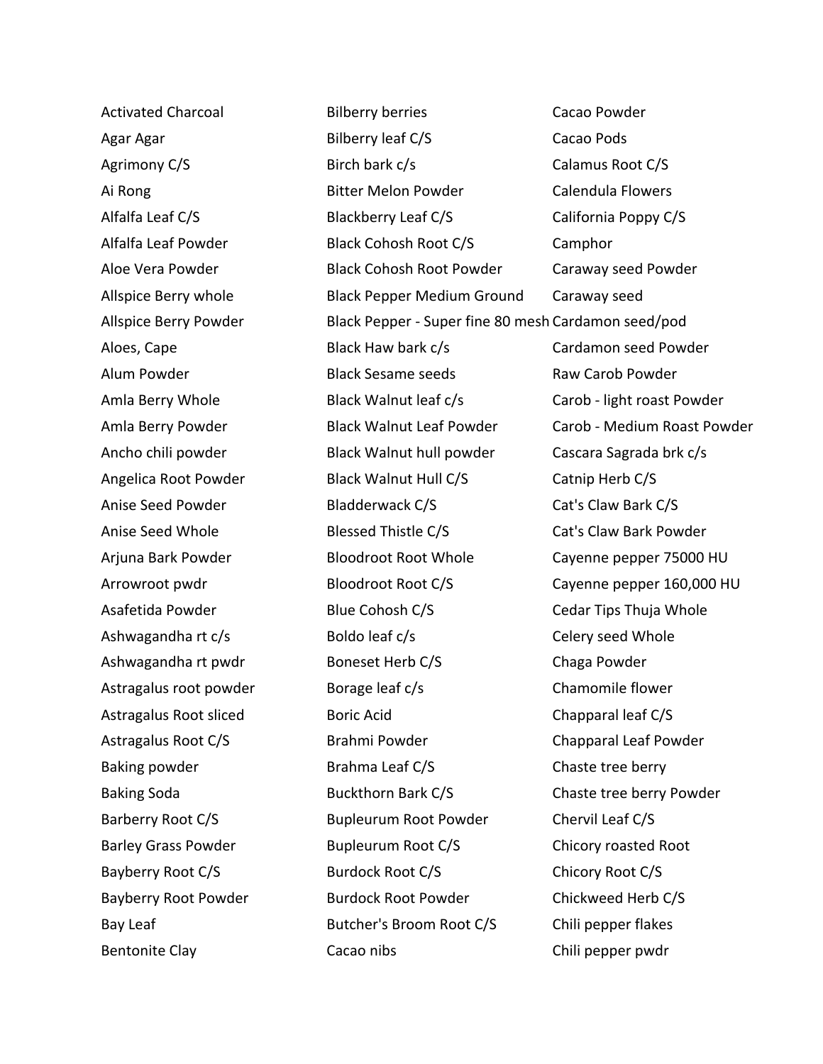Activated Charcoal
Agar Agar
Agrimony C/S
Ai Rong
Alfalfa Leaf C/S
Alfalfa Leaf Powder
Aloe Vera Powder
Allspice Berry whole
Allspice Berry Powder
Aloes, Cape
Alum Powder
Amla Berry Whole
Amla Berry Powder
Ancho chili powder
Angelica Root Powder
Anise Seed Powder
Anise Seed Whole
Arjuna Bark Powder
Arrowroot pwdr
Asafetida Powder
Ashwagandha rt c/s
Ashwagandha rt pwdr
Astragalus root powder
Astragalus Root sliced
Astragalus Root C/S
Baking powder
Baking Soda
Barberry Root C/S
Barley Grass Powder
Bayberry Root C/S
Bayberry Root Powder
Bay Leaf
Bentonite Clay

Bilberry berries
Bilberry leaf C/S
Birch bark c/s
Bitter Melon Powder
Blackberry Leaf C/S
Black Cohosh Root C/S
Black Cohosh Root Powder
Black Pepper Medium Ground
Black Pepper - Super fine 80 mesh
Black Haw bark c/s
Black Sesame seeds
Black Walnut leaf c/s
Black Walnut Leaf Powder
Black Walnut hull powder
Black Walnut Hull C/S
Bladderwack C/S
Blessed Thistle C/S
Bloodroot Root Whole
Bloodroot Root C/S
Blue Cohosh C/S
Boldo leaf c/s
Boneset Herb C/S
Borage leaf c/s
Boric Acid
Brahmi Powder
Brahma Leaf C/S
Buckthorn Bark C/S
Bupleurum Root Powder
Bupleurum Root C/S
Burdock Root C/S
Burdock Root Powder
Butcher's Broom Root C/S
Cacao nibs

Cacao Powder
Cacao Pods
Calamus Root C/S
Calendula Flowers
California Poppy C/S
Camphor
Caraway seed Powder
Caraway seed
Cardamon seed/pod
Cardamon seed Powder
Raw Carob Powder
Carob - light roast Powder
Carob - Medium Roast Powder
Cascara Sagrada brk c/s
Catnip Herb C/S
Cat's Claw Bark C/S
Cat's Claw Bark Powder
Cayenne pepper 75000 HU
Cayenne pepper 160,000 HU
Cedar Tips Thuja Whole
Celery seed Whole
Chaga Powder
Chamomile flower
Chapparal leaf C/S
Chapparal Leaf Powder
Chaste tree berry
Chaste tree berry Powder
Chervil Leaf C/S
Chicory roasted Root
Chicory Root C/S
Chickweed Herb C/S
Chili pepper flakes
Chili pepper pwdr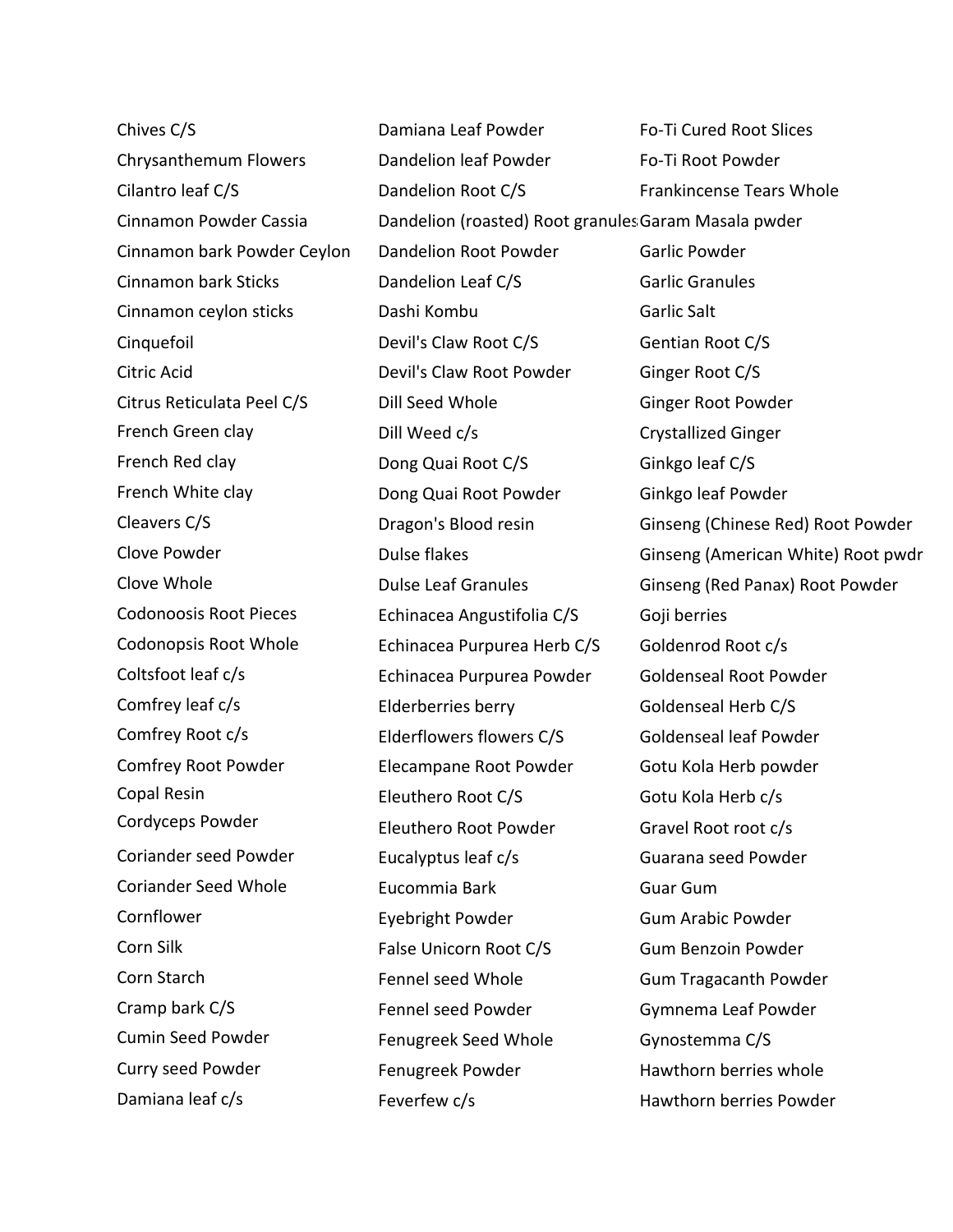Chives C/S
Chrysanthemum Flowers
Cilantro leaf C/S
Cinnamon Powder Cassia
Cinnamon bark Powder Ceylon
Cinnamon bark Sticks
Cinnamon ceylon sticks
Cinquefoil
Citric Acid
Citrus Reticulata Peel C/S
French Green clay
French Red clay
French White clay
Cleavers C/S
Clove Powder
Clove Whole
Codonoosis Root Pieces
Codonopsis Root Whole
Coltsfoot leaf c/s
Comfrey leaf c/s
Comfrey Root c/s
Comfrey Root Powder
Copal Resin
Cordyceps Powder
Coriander seed Powder
Coriander Seed Whole
Cornflower
Corn Silk
Corn Starch
Cramp bark C/S
Cumin Seed Powder
Curry seed Powder
Damiana leaf c/s

Damiana Leaf Powder
Dandelion leaf Powder
Dandelion Root C/S
Dandelion (roasted) Root granules
Dandelion Root Powder
Dandelion Leaf C/S
Dashi Kombu
Devil's Claw Root C/S
Devil's Claw Root Powder
Dill Seed Whole
Dill Weed c/s
Dong Quai Root C/S
Dong Quai Root Powder
Dragon's Blood resin
Dulse flakes
Dulse Leaf Granules
Echinacea Angustifolia C/S
Echinacea Purpurea Herb C/S
Echinacea Purpurea Powder
Elderberries berry
Elderflowers flowers C/S
Elecampane Root Powder
Eleuthero Root C/S
Eleuthero Root Powder
Eucalyptus leaf c/s
Eucommia Bark
Eyebright Powder
False Unicorn Root C/S
Fennel seed Whole
Fennel seed Powder
Fenugreek Seed Whole
Fenugreek Powder
Feverfew c/s

Fo-Ti Cured Root Slices
Fo-Ti Root Powder
Frankincense Tears Whole
Garam Masala pwder
Garlic Powder
Garlic Granules
Garlic Salt
Gentian Root C/S
Ginger Root C/S
Ginger Root Powder
Crystallized Ginger
Ginkgo leaf C/S
Ginkgo leaf Powder
Ginseng (Chinese Red) Root Powder
Ginseng (American White) Root pwdr
Ginseng (Red Panax) Root Powder
Goji berries
Goldenrod Root c/s
Goldenseal Root Powder
Goldenseal Herb C/S
Goldenseal leaf Powder
Gotu Kola Herb powder
Gotu Kola Herb c/s
Gravel Root root c/s
Guarana seed Powder
Guar Gum
Gum Arabic Powder
Gum Benzoin Powder
Gum Tragacanth Powder
Gymnema Leaf Powder
Gynostemma C/S
Hawthorn berries whole
Hawthorn berries Powder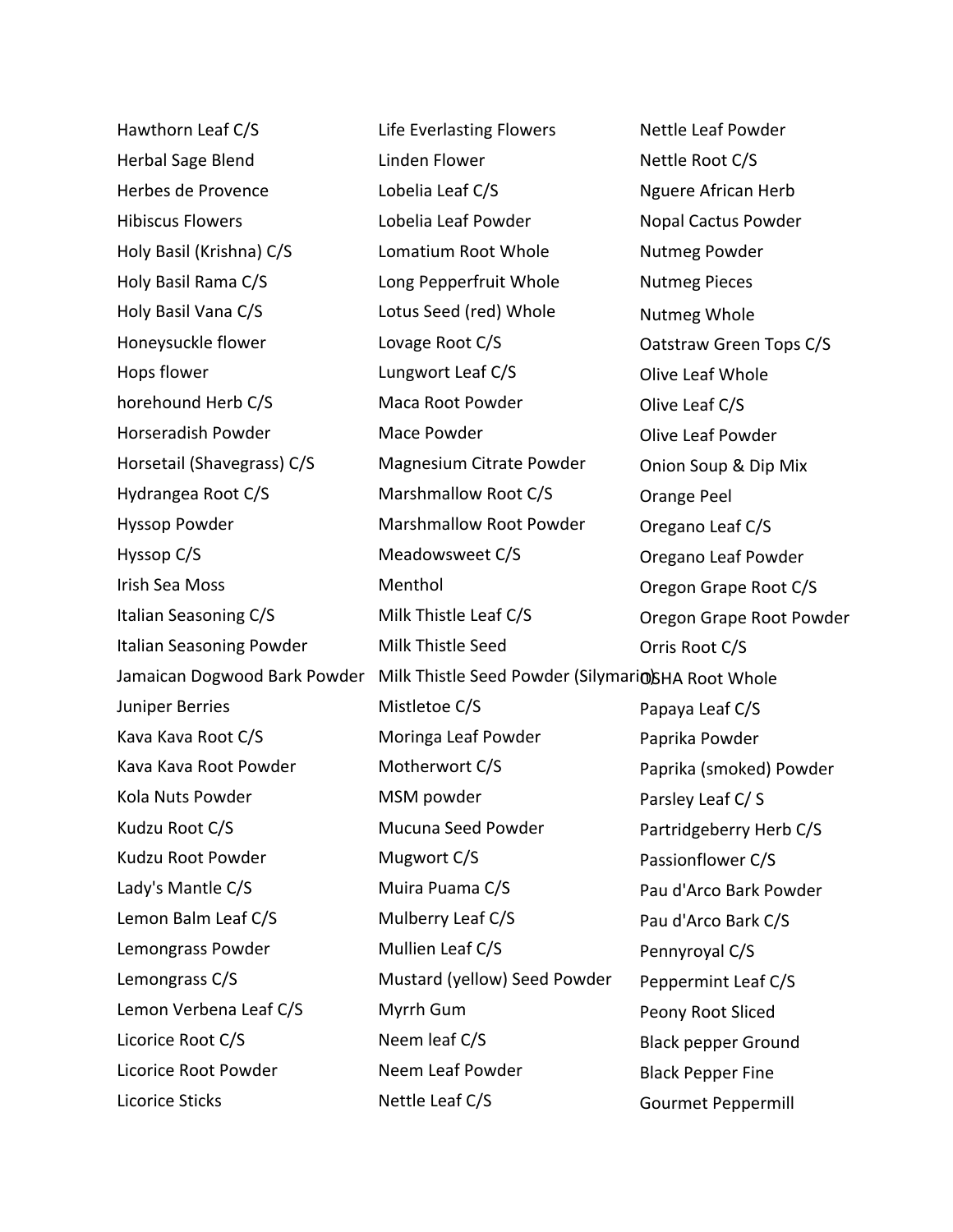Hawthorn Leaf C/S
Herbal Sage Blend
Herbes de Provence
Hibiscus Flowers
Holy Basil (Krishna) C/S
Holy Basil Rama C/S
Holy Basil Vana C/S
Honeysuckle flower
Hops flower
horehound Herb C/S
Horseradish Powder
Horsetail (Shavegrass) C/S
Hydrangea Root C/S
Hyssop Powder
Hyssop C/S
Irish Sea Moss
Italian Seasoning C/S
Italian Seasoning Powder
Jamaican Dogwood Bark Powder
Juniper Berries
Kava Kava Root C/S
Kava Kava Root Powder
Kola Nuts Powder
Kudzu Root C/S
Kudzu Root Powder
Lady's Mantle C/S
Lemon Balm Leaf C/S
Lemongrass Powder
Lemongrass C/S
Lemon Verbena Leaf C/S
Licorice Root C/S
Licorice Root Powder
Licorice Sticks

Life Everlasting Flowers
Linden Flower
Lobelia Leaf C/S
Lobelia Leaf Powder
Lomatium Root Whole
Long Pepperfruit Whole
Lotus Seed (red) Whole
Lovage Root C/S
Lungwort Leaf C/S
Maca Root Powder
Mace Powder
Magnesium Citrate Powder
Marshmallow Root C/S
Marshmallow Root Powder
Meadowsweet C/S
Menthol
Milk Thistle Leaf C/S
Milk Thistle Seed
Milk Thistle Seed Powder (Silymarin)
Mistletoe C/S
Moringa Leaf Powder
Motherwort C/S
MSM powder
Mucuna Seed Powder
Mugwort C/S
Muira Puama C/S
Mulberry Leaf C/S
Mullien Leaf C/S
Mustard (yellow) Seed Powder
Myrrh Gum
Neem leaf C/S
Neem Leaf Powder
Nettle Leaf C/S

Nettle Leaf Powder
Nettle Root C/S
Nguere African Herb
Nopal Cactus Powder
Nutmeg Powder
Nutmeg Pieces
Nutmeg Whole
Oatstraw Green Tops C/S
Olive Leaf Whole
Olive Leaf C/S
Olive Leaf Powder
Onion Soup & Dip Mix
Orange Peel
Oregano Leaf C/S
Oregano Leaf Powder
Oregon Grape Root C/S
Oregon Grape Root Powder
Orris Root C/S
OSHA Root Whole
Papaya Leaf C/S
Paprika Powder
Paprika (smoked) Powder
Parsley Leaf C/ S
Partridgeberry Herb C/S
Passionflower C/S
Pau d'Arco Bark Powder
Pau d'Arco Bark C/S
Pennyroyal C/S
Peppermint Leaf C/S
Peony Root Sliced
Black pepper Ground
Black Pepper Fine
Gourmet Peppermill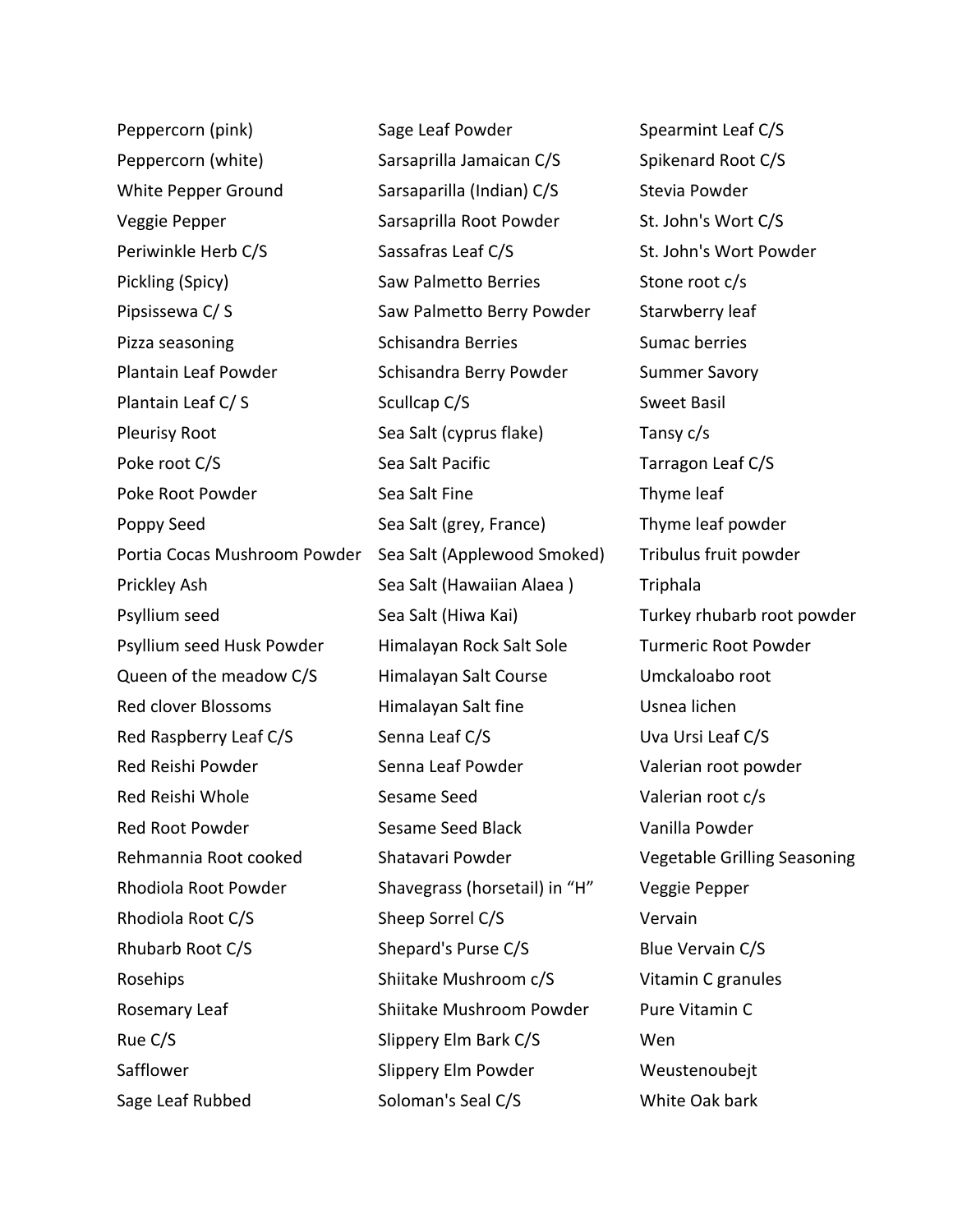Peppercorn (pink)
Peppercorn (white)
White Pepper Ground
Veggie Pepper
Periwinkle Herb C/S
Pickling (Spicy)
Pipsissewa C/ S
Pizza seasoning
Plantain Leaf Powder
Plantain Leaf C/ S
Pleurisy Root
Poke root C/S
Poke Root Powder
Poppy Seed
Portia Cocas Mushroom Powder
Prickley Ash
Psyllium seed
Psyllium seed Husk Powder
Queen of the meadow C/S
Red clover Blossoms
Red Raspberry Leaf C/S
Red Reishi Powder
Red Reishi Whole
Red Root Powder
Rehmannia Root cooked
Rhodiola Root Powder
Rhodiola Root C/S
Rhubarb Root C/S
Rosehips
Rosemary Leaf
Rue C/S
Safflower
Sage Leaf Rubbed

Sage Leaf Powder
Sarsaprilla Jamaican C/S
Sarsaparilla (Indian) C/S
Sarsaprilla Root Powder
Sassafras Leaf C/S
Saw Palmetto Berries
Saw Palmetto Berry Powder
Schisandra Berries
Schisandra Berry Powder
Scullcap C/S
Sea Salt (cyprus flake)
Sea Salt Pacific
Sea Salt Fine
Sea Salt (grey, France)
Sea Salt (Applewood Smoked)
Sea Salt (Hawaiian Alaea )
Sea Salt (Hiwa Kai)
Himalayan Rock Salt Sole
Himalayan Salt Course
Himalayan Salt fine
Senna Leaf C/S
Senna Leaf Powder
Sesame Seed
Sesame Seed Black
Shatavari Powder
Shavegrass (horsetail) in "H"
Sheep Sorrel C/S
Shepard's Purse C/S
Shiitake Mushroom c/S
Shiitake Mushroom Powder
Slippery Elm Bark C/S
Slippery Elm Powder
Soloman's Seal C/S

Spearmint Leaf C/S
Spikenard Root C/S
Stevia Powder
St. John's Wort C/S
St. John's Wort Powder
Stone root c/s
Starwberry leaf
Sumac berries
Summer Savory
Sweet Basil
Tansy c/s
Tarragon Leaf C/S
Thyme leaf
Thyme leaf powder
Tribulus fruit powder
Triphala
Turkey rhubarb root powder
Turmeric Root Powder
Umckaloabo root
Usnea lichen
Uva Ursi Leaf C/S
Valerian root powder
Valerian root c/s
Vanilla Powder
Vegetable Grilling Seasoning
Veggie Pepper
Vervain
Blue Vervain C/S
Vitamin C granules
Pure Vitamin C
Wen
Weustenoubejt
White Oak bark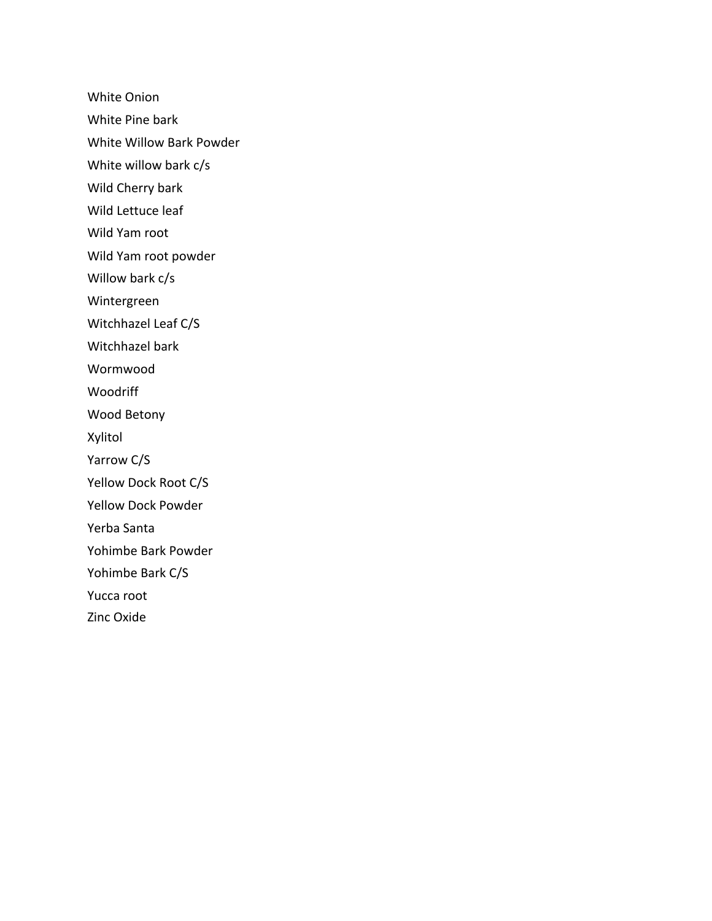White Onion

White Pine bark

White Willow Bark Powder

White willow bark c/s

Wild Cherry bark

Wild Lettuce leaf

Wild Yam root

Wild Yam root powder

Willow bark c/s

Wintergreen

Witchhazel Leaf C/S

Witchhazel bark

Wormwood

Woodriff

Wood Betony

Xylitol

Yarrow C/S

Yellow Dock Root C/S

Yellow Dock Powder

Yerba Santa

Yohimbe Bark Powder

Yohimbe Bark C/S

Yucca root

Zinc Oxide